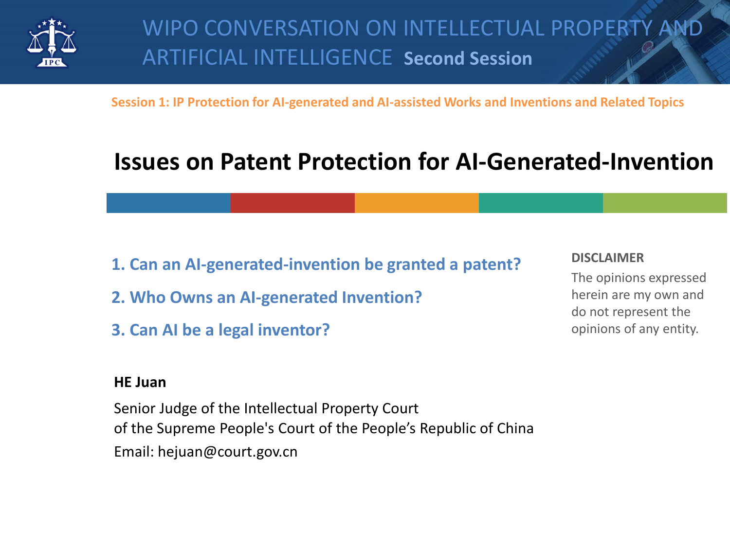WIPO CONVERSATION ON INTELLECTUAL PROPERTY AND ARTIFICIAL INTELLIGENCE **Second Session**

**Session 1: IP Protection for AI-generated and AI-assisted Works and Inventions and Related Topics**

# Issues on Patent Protection for AI-Generated-Invention

**1. Can an AI-generated-invention be granted a patent?**

**2. Who Owns an AI-generated Invention?**

**3. Can AI be a legal inventor?**

**DISCLAIMER**

The opinions expressed herein are my own and do not represent the opinions of any entity.

**HE Juan**

Senior Judge of the Intellectual Property Court
of the Supreme People's Court of the People's Republic of China
Email: hejuan@court.gov.cn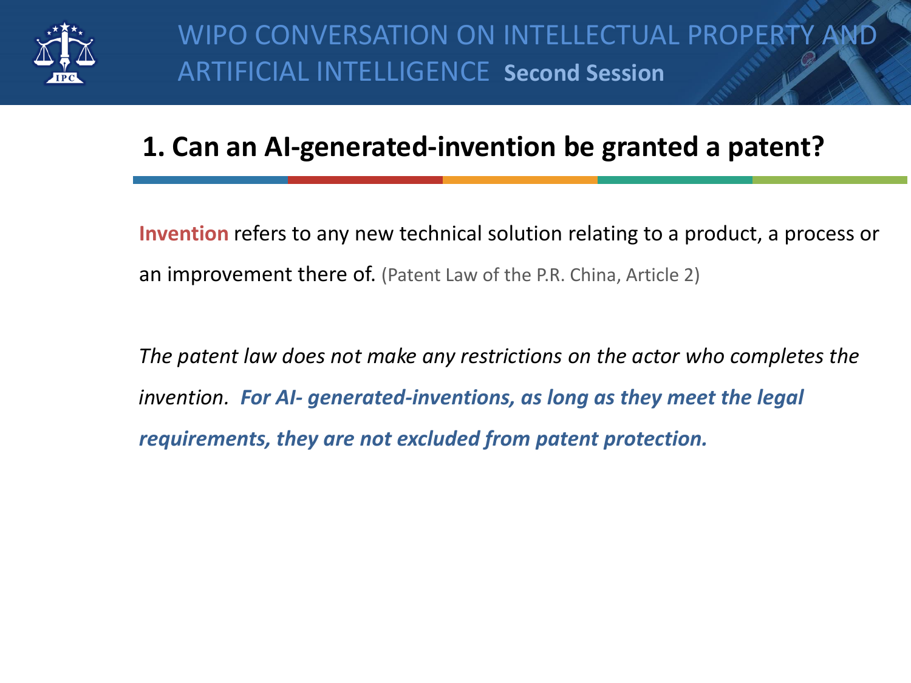# WIPO CONVERSATION ON INTELLECTUAL PROPERTY AND ARTIFICIAL INTELLIGENCE **Second Session**

## 1. Can an AI-generated-invention be granted a patent?

**Invention** refers to any new technical solution relating to a product, a process or an improvement there of. (Patent Law of the P.R. China, Article 2)

*The patent law does not make any restrictions on the actor who completes the invention.* ***For AI- generated-inventions, as long as they meet the legal requirements, they are not excluded from patent protection.***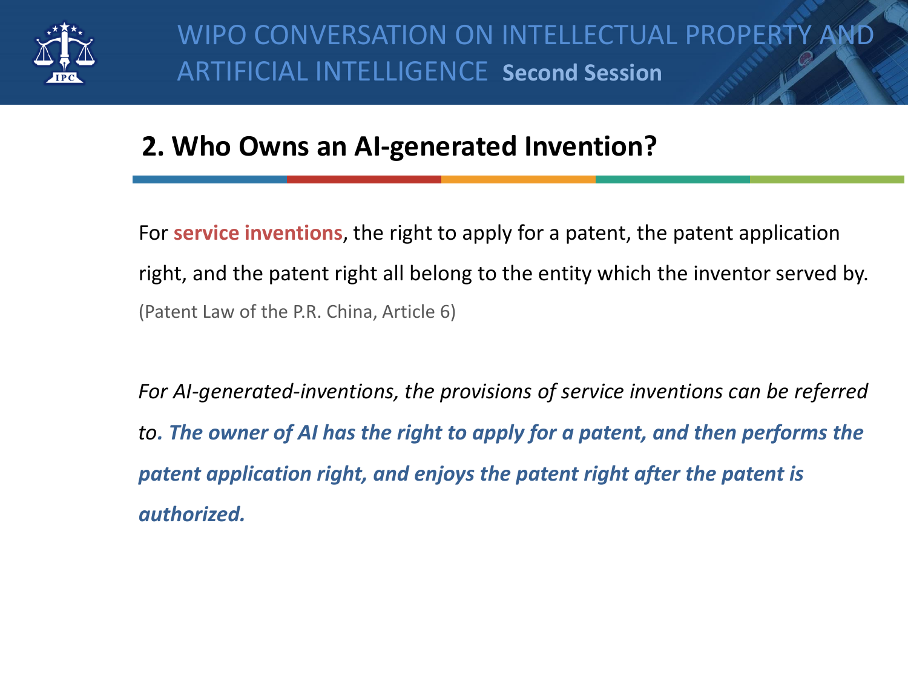## 2. Who Owns an AI-generated Invention?

For **service inventions**, the right to apply for a patent, the patent application right, and the patent right all belong to the entity which the inventor served by. (Patent Law of the P.R. China, Article 6)

*For AI-generated-inventions, the provisions of service inventions can be referred to. **The owner of AI has the right to apply for a patent, and then performs the patent application right, and enjoys the patent right after the patent is authorized.***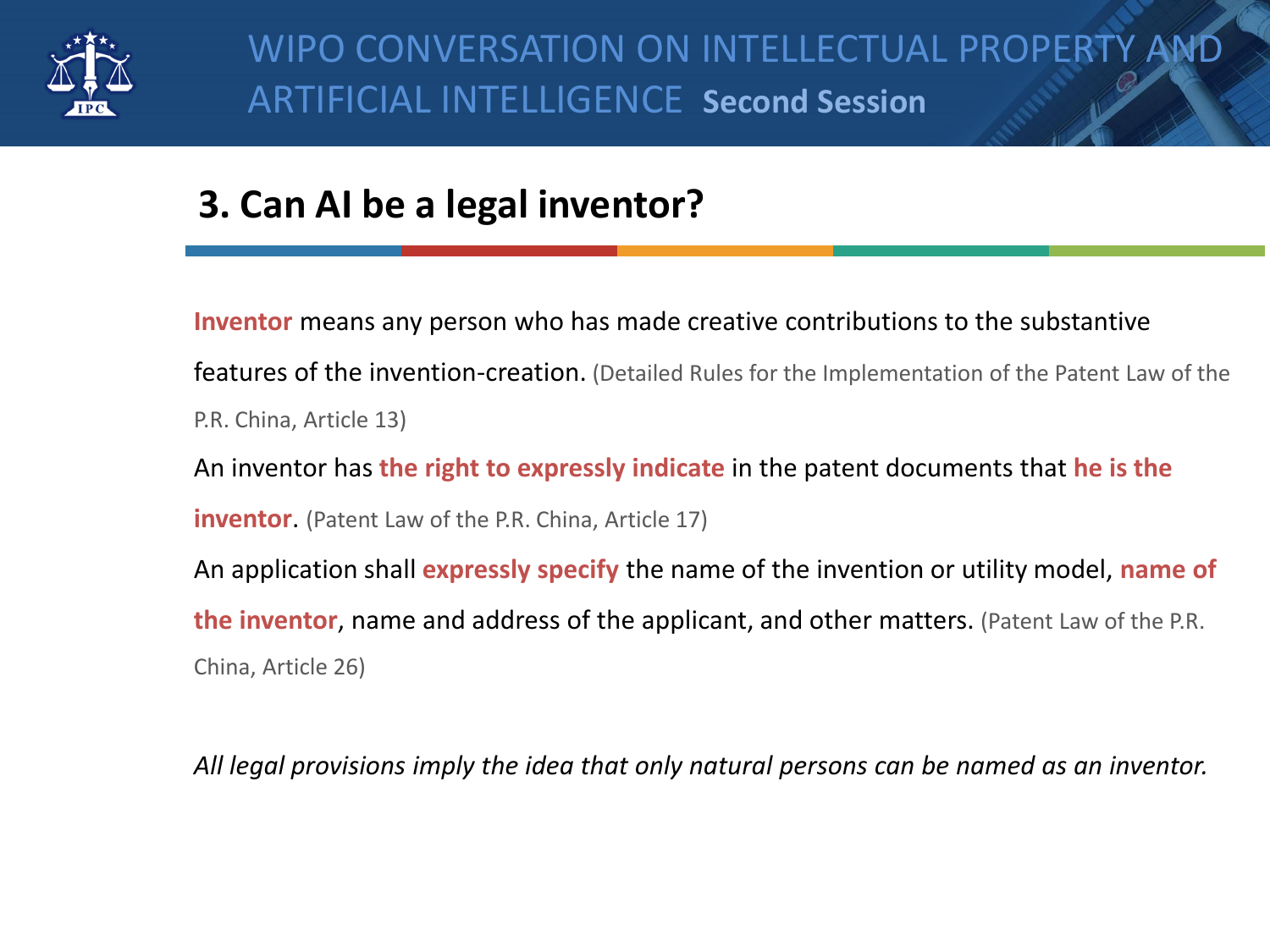## 3. Can AI be a legal inventor?

**Inventor** means any person who has made creative contributions to the substantive features of the invention-creation. (Detailed Rules for the Implementation of the Patent Law of the P.R. China, Article 13)

An inventor has **the right to expressly indicate** in the patent documents that **he is the inventor**. (Patent Law of the P.R. China, Article 17)

An application shall **expressly specify** the name of the invention or utility model, **name of the inventor**, name and address of the applicant, and other matters. (Patent Law of the P.R. China, Article 26)

*All legal provisions imply the idea that only natural persons can be named as an inventor.*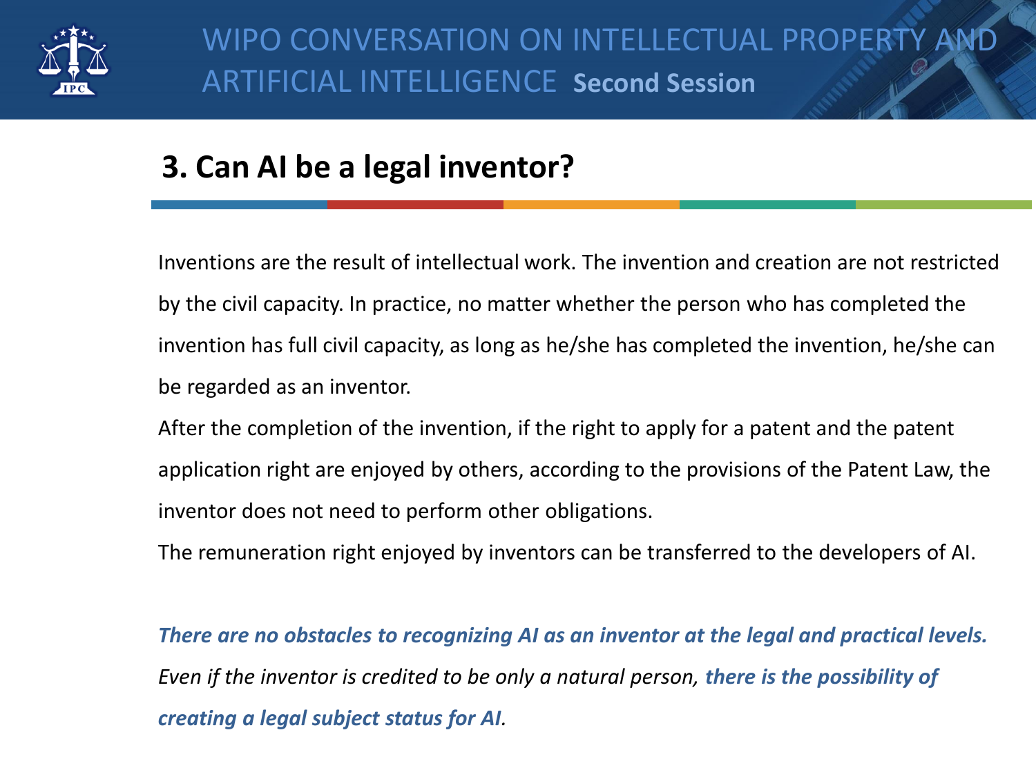## 3. Can AI be a legal inventor?

Inventions are the result of intellectual work. The invention and creation are not restricted by the civil capacity. In practice, no matter whether the person who has completed the invention has full civil capacity, as long as he/she has completed the invention, he/she can be regarded as an inventor.

After the completion of the invention, if the right to apply for a patent and the patent application right are enjoyed by others, according to the provisions of the Patent Law, the inventor does not need to perform other obligations.

The remuneration right enjoyed by inventors can be transferred to the developers of AI.

***There are no obstacles to recognizing AI as an inventor at the legal and practical levels.*** *Even if the inventor is credited to be only a natural person,* ***there is the possibility of creating a legal subject status for AI****.*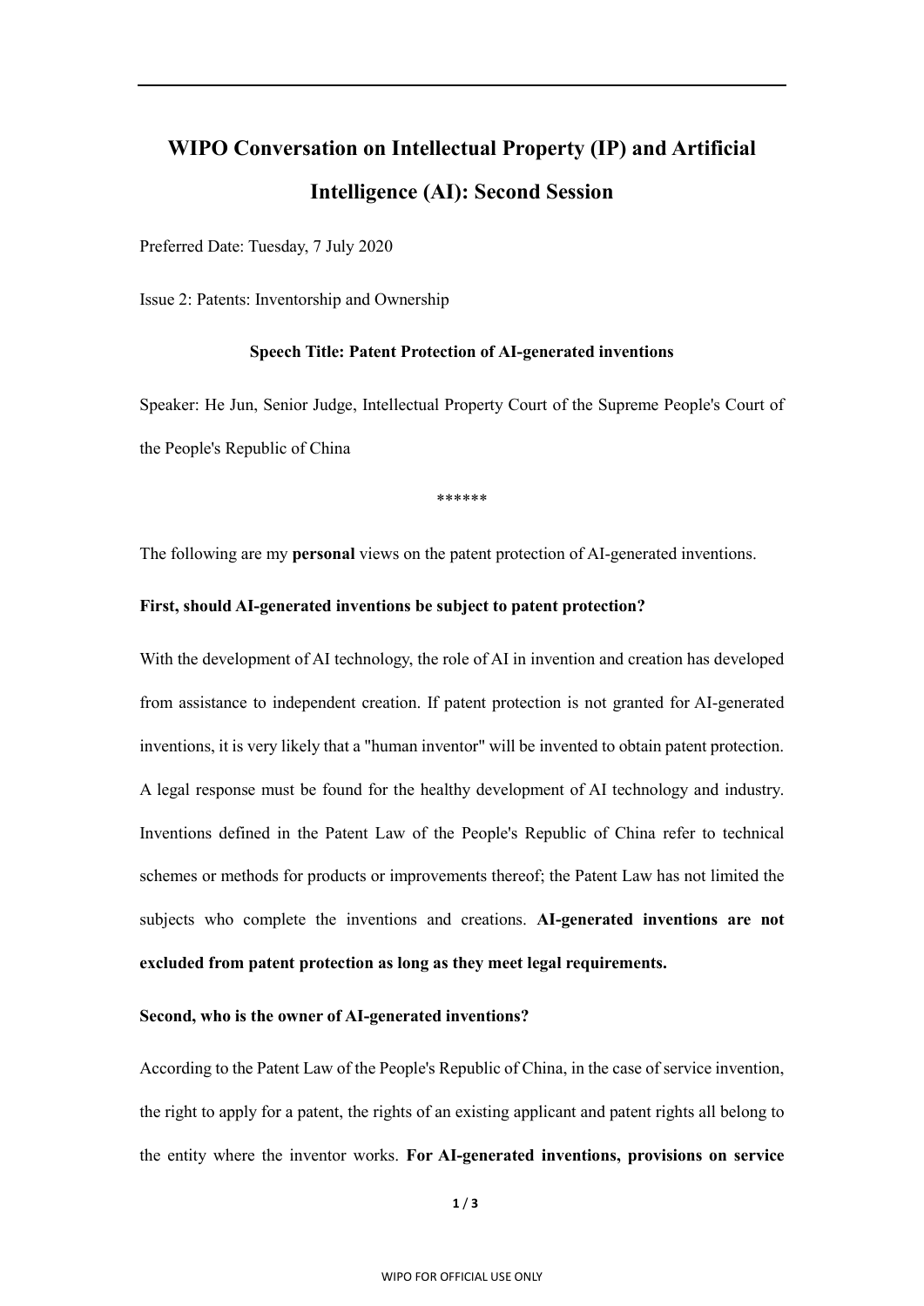# WIPO Conversation on Intellectual Property (IP) and Artificial Intelligence (AI): Second Session

Preferred Date: Tuesday, 7 July 2020

Issue 2: Patents: Inventorship and Ownership

**Speech Title: Patent Protection of AI-generated inventions**

Speaker: He Jun, Senior Judge, Intellectual Property Court of the Supreme People's Court of the People's Republic of China

******

The following are my **personal** views on the patent protection of AI-generated inventions.

**First, should AI-generated inventions be subject to patent protection?**

With the development of AI technology, the role of AI in invention and creation has developed from assistance to independent creation. If patent protection is not granted for AI-generated inventions, it is very likely that a "human inventor" will be invented to obtain patent protection. A legal response must be found for the healthy development of AI technology and industry. Inventions defined in the Patent Law of the People's Republic of China refer to technical schemes or methods for products or improvements thereof; the Patent Law has not limited the subjects who complete the inventions and creations. **AI-generated inventions are not excluded from patent protection as long as they meet legal requirements.**

**Second, who is the owner of AI-generated inventions?**

According to the Patent Law of the People's Republic of China, in the case of service invention, the right to apply for a patent, the rights of an existing applicant and patent rights all belong to the entity where the inventor works. **For AI-generated inventions, provisions on service**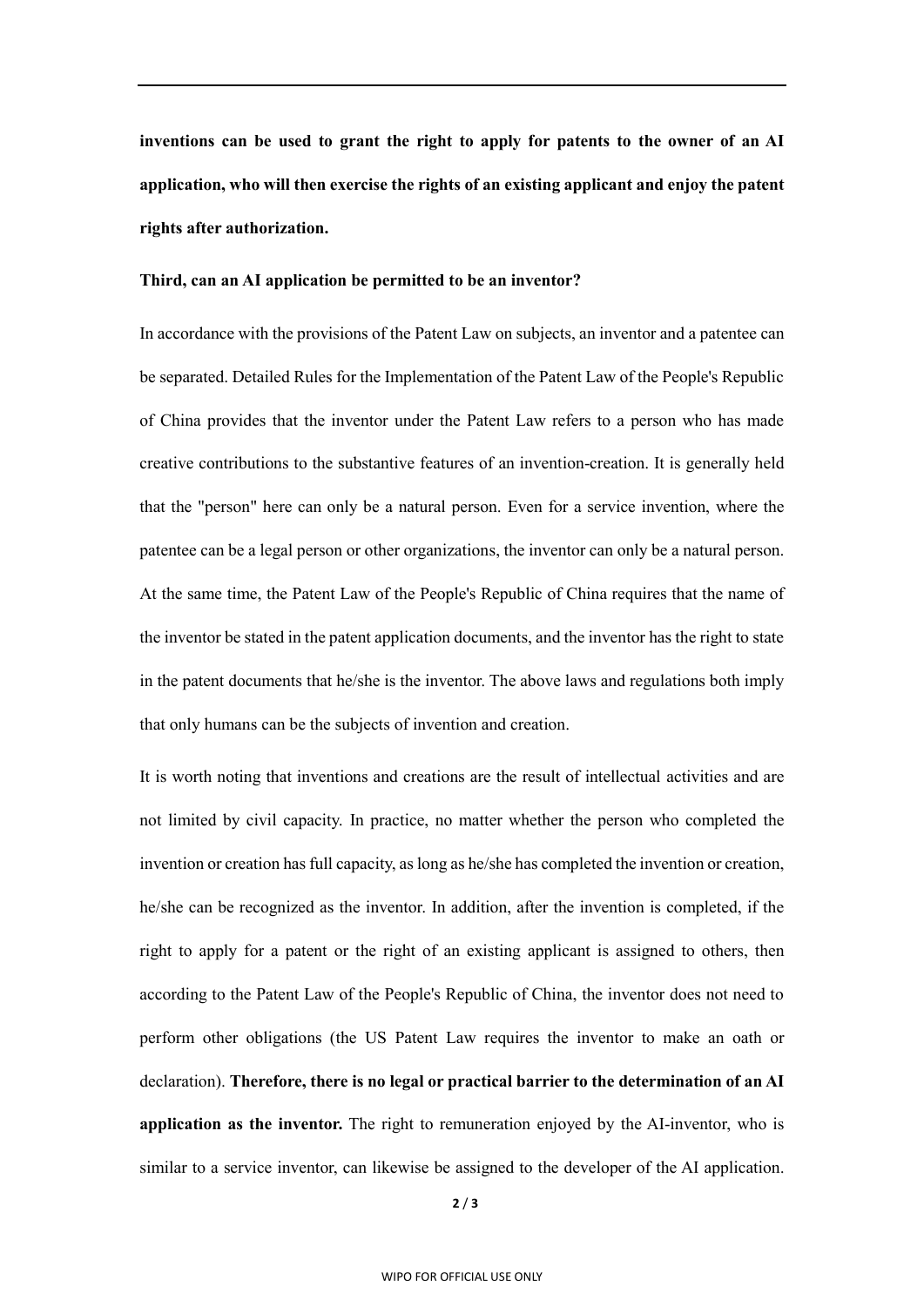**inventions can be used to grant the right to apply for patents to the owner of an AI application, who will then exercise the rights of an existing applicant and enjoy the patent rights after authorization.**

**Third, can an AI application be permitted to be an inventor?**

In accordance with the provisions of the Patent Law on subjects, an inventor and a patentee can be separated. Detailed Rules for the Implementation of the Patent Law of the People's Republic of China provides that the inventor under the Patent Law refers to a person who has made creative contributions to the substantive features of an invention-creation. It is generally held that the "person" here can only be a natural person. Even for a service invention, where the patentee can be a legal person or other organizations, the inventor can only be a natural person. At the same time, the Patent Law of the People's Republic of China requires that the name of the inventor be stated in the patent application documents, and the inventor has the right to state in the patent documents that he/she is the inventor. The above laws and regulations both imply that only humans can be the subjects of invention and creation.

It is worth noting that inventions and creations are the result of intellectual activities and are not limited by civil capacity. In practice, no matter whether the person who completed the invention or creation has full capacity, as long as he/she has completed the invention or creation, he/she can be recognized as the inventor. In addition, after the invention is completed, if the right to apply for a patent or the right of an existing applicant is assigned to others, then according to the Patent Law of the People's Republic of China, the inventor does not need to perform other obligations (the US Patent Law requires the inventor to make an oath or declaration). **Therefore, there is no legal or practical barrier to the determination of an AI application as the inventor.** The right to remuneration enjoyed by the AI-inventor, who is similar to a service inventor, can likewise be assigned to the developer of the AI application.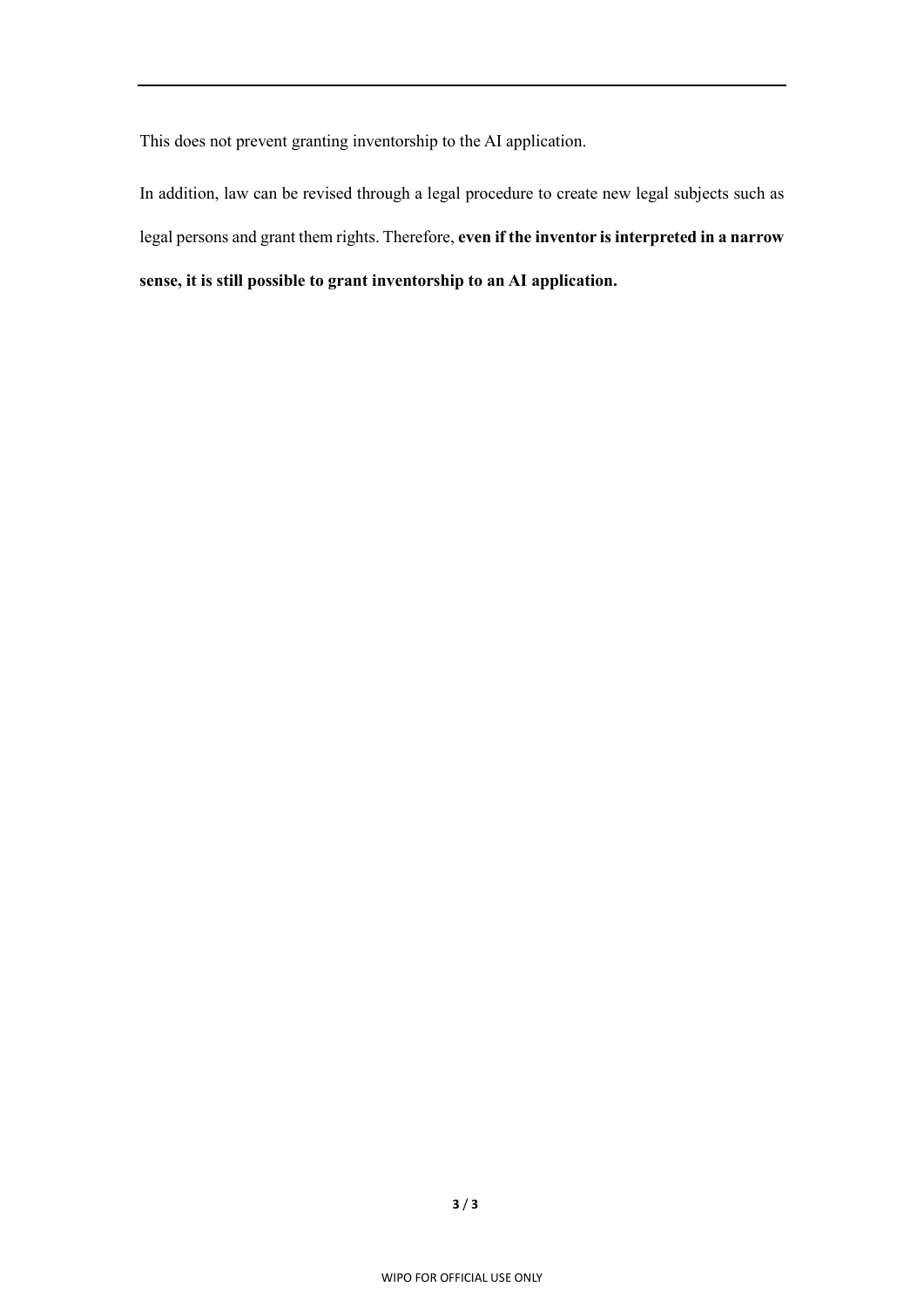This does not prevent granting inventorship to the AI application.

In addition, law can be revised through a legal procedure to create new legal subjects such as legal persons and grant them rights. Therefore, **even if the inventor is interpreted in a narrow sense, it is still possible to grant inventorship to an AI application.**